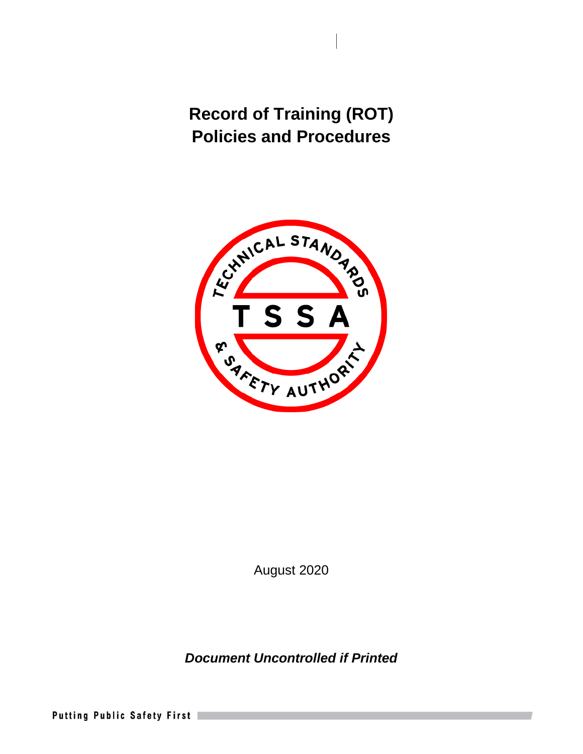# Record of Training (ROT) Policies and Procedures

August 2020

***Document Uncontrolled if Printed***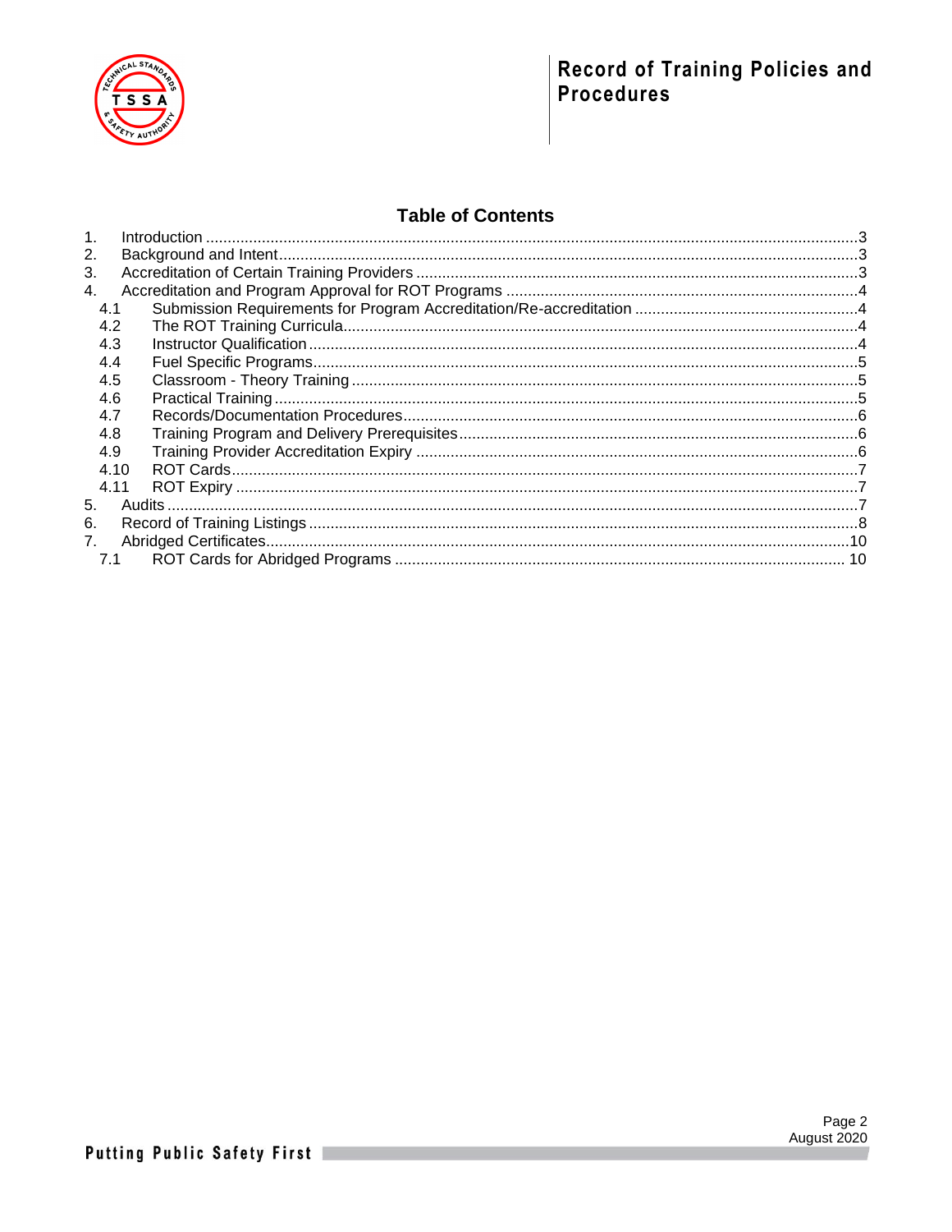# Table of Contents

1. Introduction .......................................................................................................................................3
2. Background and Intent.....................................................................................................................3
3. Accreditation of Certain Training Providers ......................................................................................3
4. Accreditation and Program Approval for ROT Programs .................................................................4
   - 4.1 Submission Requirements for Program Accreditation/Re-accreditation ...................................4
   - 4.2 The ROT Training Curricula.......................................................................................................4
   - 4.3 Instructor Qualification ..............................................................................................................4
   - 4.4 Fuel Specific Programs.............................................................................................................5
   - 4.5 Classroom - Theory Training ....................................................................................................5
   - 4.6 Practical Training .......................................................................................................................5
   - 4.7 Records/Documentation Procedures.........................................................................................6
   - 4.8 Training Program and Delivery Prerequisites............................................................................6
   - 4.9 Training Provider Accreditation Expiry ......................................................................................6
   - 4.10 ROT Cards................................................................................................................................7
   - 4.11 ROT Expiry ...............................................................................................................................7
5. Audits ...............................................................................................................................................7
6. Record of Training Listings ...............................................................................................................8
7. Abridged Certificates.......................................................................................................................10
   - 7.1 ROT Cards for Abridged Programs ........................................................................................ 10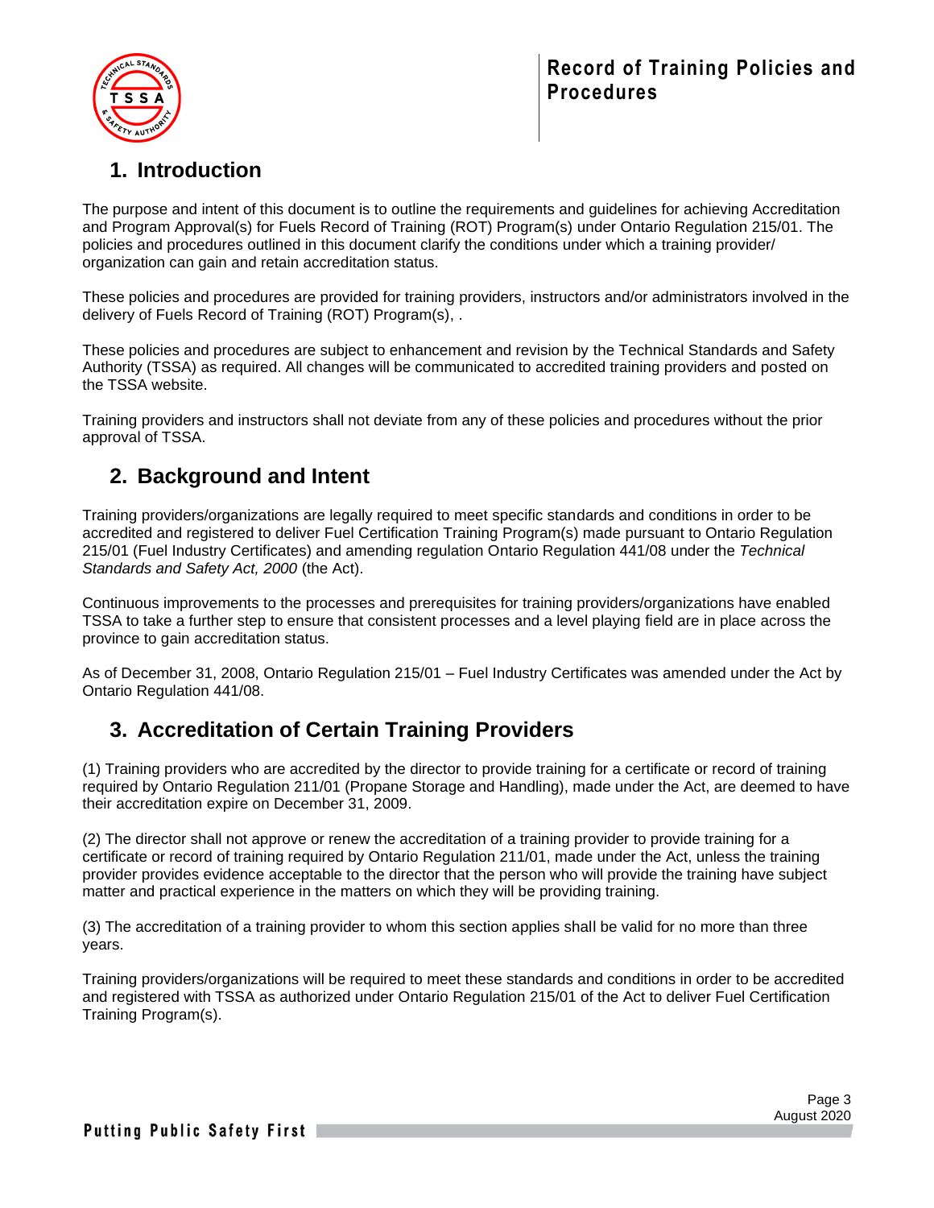## 1. Introduction

The purpose and intent of this document is to outline the requirements and guidelines for achieving Accreditation and Program Approval(s) for Fuels Record of Training (ROT) Program(s) under Ontario Regulation 215/01. The policies and procedures outlined in this document clarify the conditions under which a training provider/ organization can gain and retain accreditation status.

These policies and procedures are provided for training providers, instructors and/or administrators involved in the delivery of Fuels Record of Training (ROT) Program(s), .

These policies and procedures are subject to enhancement and revision by the Technical Standards and Safety Authority (TSSA) as required. All changes will be communicated to accredited training providers and posted on the TSSA website.

Training providers and instructors shall not deviate from any of these policies and procedures without the prior approval of TSSA.

## 2. Background and Intent

Training providers/organizations are legally required to meet specific standards and conditions in order to be accredited and registered to deliver Fuel Certification Training Program(s) made pursuant to Ontario Regulation 215/01 (Fuel Industry Certificates) and amending regulation Ontario Regulation 441/08 under the *Technical Standards and Safety Act, 2000* (the Act).

Continuous improvements to the processes and prerequisites for training providers/organizations have enabled TSSA to take a further step to ensure that consistent processes and a level playing field are in place across the province to gain accreditation status.

As of December 31, 2008, Ontario Regulation 215/01 – Fuel Industry Certificates was amended under the Act by Ontario Regulation 441/08.

## 3. Accreditation of Certain Training Providers

(1) Training providers who are accredited by the director to provide training for a certificate or record of training required by Ontario Regulation 211/01 (Propane Storage and Handling), made under the Act, are deemed to have their accreditation expire on December 31, 2009.

(2) The director shall not approve or renew the accreditation of a training provider to provide training for a certificate or record of training required by Ontario Regulation 211/01, made under the Act, unless the training provider provides evidence acceptable to the director that the person who will provide the training have subject matter and practical experience in the matters on which they will be providing training.

(3) The accreditation of a training provider to whom this section applies shall be valid for no more than three years.

Training providers/organizations will be required to meet these standards and conditions in order to be accredited and registered with TSSA as authorized under Ontario Regulation 215/01 of the Act to deliver Fuel Certification Training Program(s).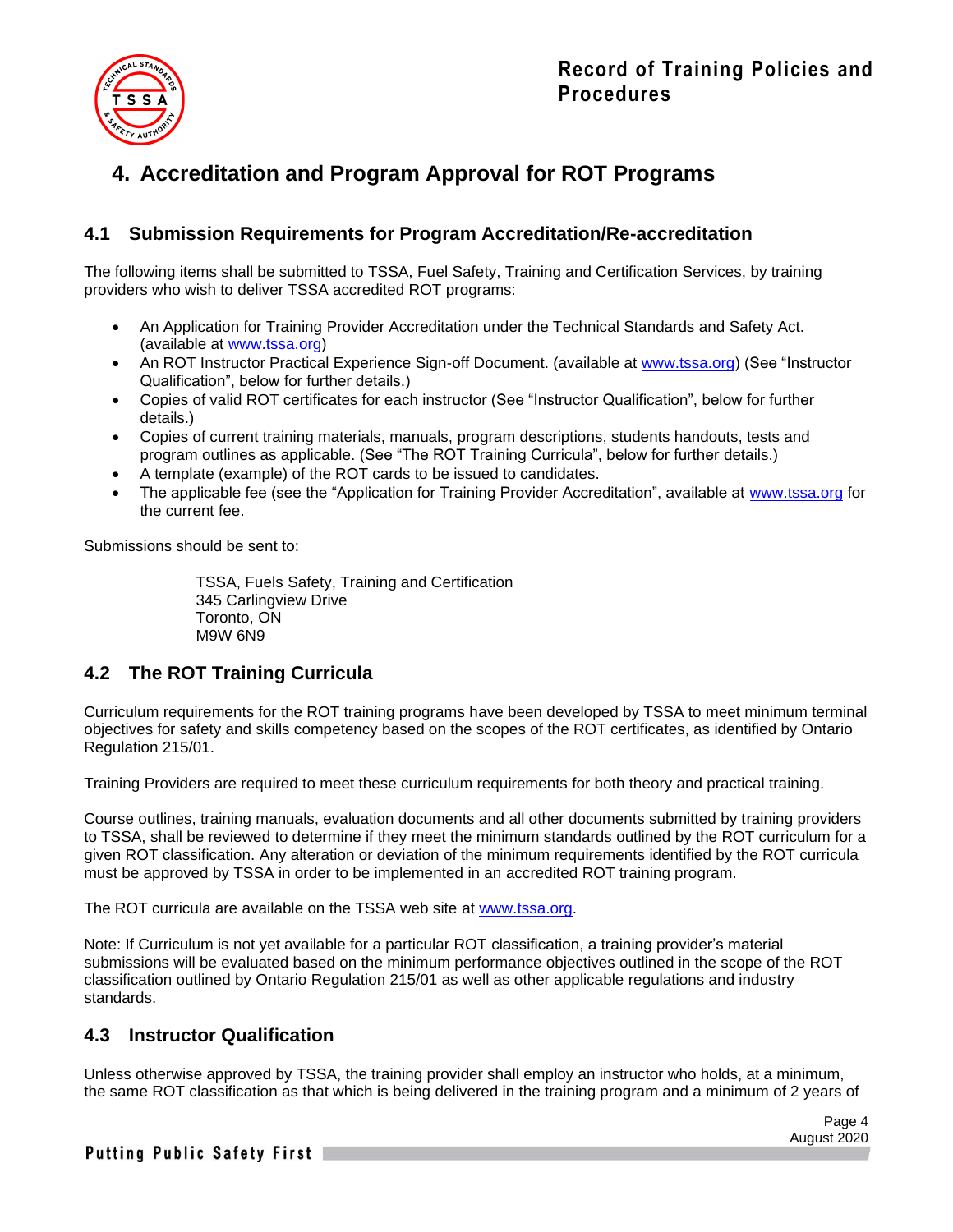# 4. Accreditation and Program Approval for ROT Programs

## 4.1 Submission Requirements for Program Accreditation/Re-accreditation

The following items shall be submitted to TSSA, Fuel Safety, Training and Certification Services, by training providers who wish to deliver TSSA accredited ROT programs:

- An Application for Training Provider Accreditation under the Technical Standards and Safety Act. (available at www.tssa.org)
- An ROT Instructor Practical Experience Sign-off Document. (available at www.tssa.org) (See "Instructor Qualification", below for further details.)
- Copies of valid ROT certificates for each instructor (See "Instructor Qualification", below for further details.)
- Copies of current training materials, manuals, program descriptions, students handouts, tests and program outlines as applicable. (See "The ROT Training Curricula", below for further details.)
- A template (example) of the ROT cards to be issued to candidates.
- The applicable fee (see the "Application for Training Provider Accreditation", available at www.tssa.org for the current fee.

Submissions should be sent to:

> TSSA, Fuels Safety, Training and Certification
> 345 Carlingview Drive
> Toronto, ON
> M9W 6N9

## 4.2 The ROT Training Curricula

Curriculum requirements for the ROT training programs have been developed by TSSA to meet minimum terminal objectives for safety and skills competency based on the scopes of the ROT certificates, as identified by Ontario Regulation 215/01.

Training Providers are required to meet these curriculum requirements for both theory and practical training.

Course outlines, training manuals, evaluation documents and all other documents submitted by training providers to TSSA, shall be reviewed to determine if they meet the minimum standards outlined by the ROT curriculum for a given ROT classification. Any alteration or deviation of the minimum requirements identified by the ROT curricula must be approved by TSSA in order to be implemented in an accredited ROT training program.

The ROT curricula are available on the TSSA web site at www.tssa.org.

Note: If Curriculum is not yet available for a particular ROT classification, a training provider's material submissions will be evaluated based on the minimum performance objectives outlined in the scope of the ROT classification outlined by Ontario Regulation 215/01 as well as other applicable regulations and industry standards.

## 4.3 Instructor Qualification

Unless otherwise approved by TSSA, the training provider shall employ an instructor who holds, at a minimum, the same ROT classification as that which is being delivered in the training program and a minimum of 2 years of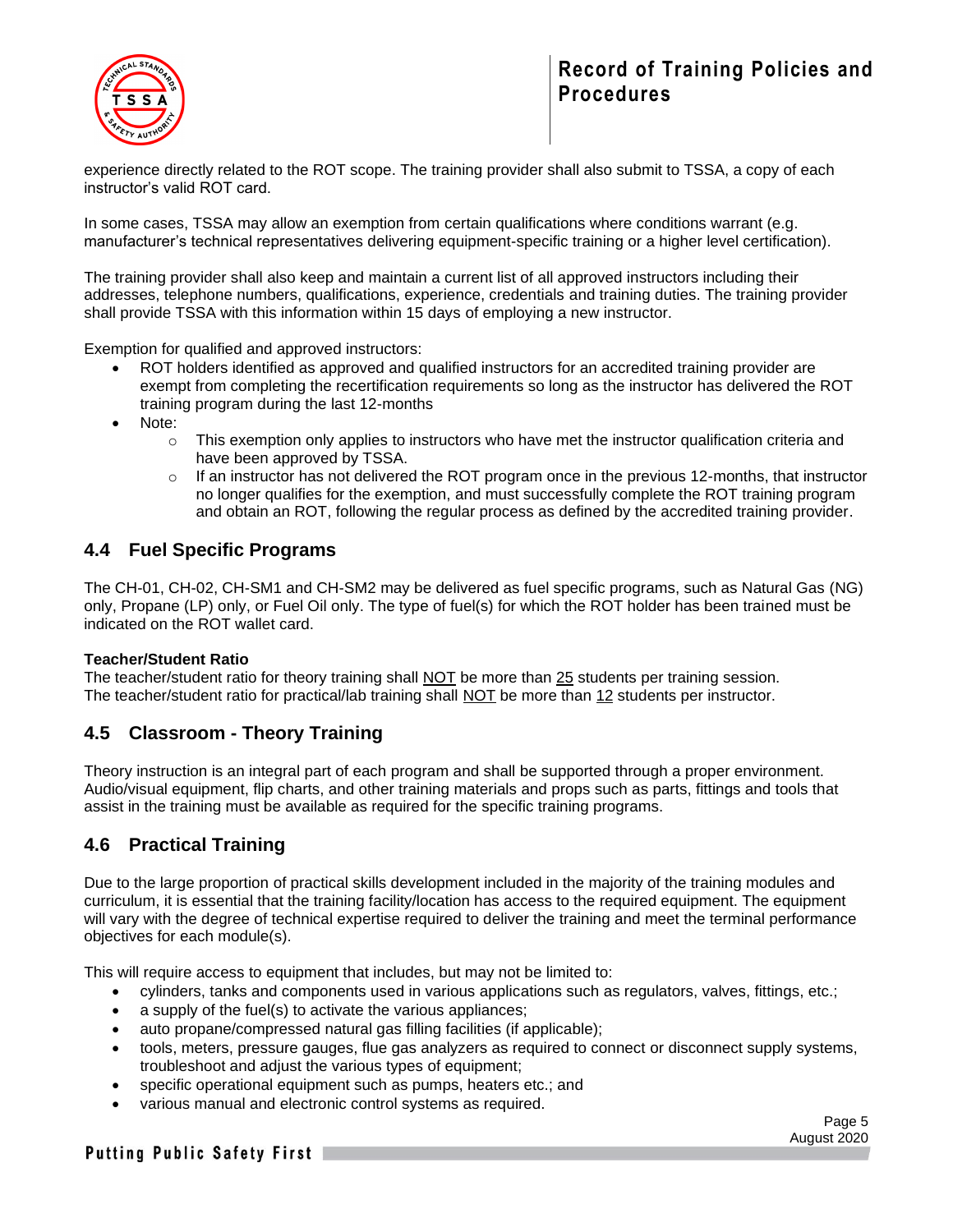experience directly related to the ROT scope. The training provider shall also submit to TSSA, a copy of each instructor's valid ROT card.

In some cases, TSSA may allow an exemption from certain qualifications where conditions warrant (e.g. manufacturer's technical representatives delivering equipment-specific training or a higher level certification).

The training provider shall also keep and maintain a current list of all approved instructors including their addresses, telephone numbers, qualifications, experience, credentials and training duties. The training provider shall provide TSSA with this information within 15 days of employing a new instructor.

Exemption for qualified and approved instructors:

- ROT holders identified as approved and qualified instructors for an accredited training provider are exempt from completing the recertification requirements so long as the instructor has delivered the ROT training program during the last 12-months
- Note:
  - This exemption only applies to instructors who have met the instructor qualification criteria and have been approved by TSSA.
  - If an instructor has not delivered the ROT program once in the previous 12-months, that instructor no longer qualifies for the exemption, and must successfully complete the ROT training program and obtain an ROT, following the regular process as defined by the accredited training provider.

## 4.4 Fuel Specific Programs

The CH-01, CH-02, CH-SM1 and CH-SM2 may be delivered as fuel specific programs, such as Natural Gas (NG) only, Propane (LP) only, or Fuel Oil only. The type of fuel(s) for which the ROT holder has been trained must be indicated on the ROT wallet card.

**Teacher/Student Ratio**

The teacher/student ratio for theory training shall NOT be more than 25 students per training session.
The teacher/student ratio for practical/lab training shall NOT be more than 12 students per instructor.

## 4.5 Classroom - Theory Training

Theory instruction is an integral part of each program and shall be supported through a proper environment. Audio/visual equipment, flip charts, and other training materials and props such as parts, fittings and tools that assist in the training must be available as required for the specific training programs.

## 4.6 Practical Training

Due to the large proportion of practical skills development included in the majority of the training modules and curriculum, it is essential that the training facility/location has access to the required equipment. The equipment will vary with the degree of technical expertise required to deliver the training and meet the terminal performance objectives for each module(s).

This will require access to equipment that includes, but may not be limited to:

- cylinders, tanks and components used in various applications such as regulators, valves, fittings, etc.;
- a supply of the fuel(s) to activate the various appliances;
- auto propane/compressed natural gas filling facilities (if applicable);
- tools, meters, pressure gauges, flue gas analyzers as required to connect or disconnect supply systems, troubleshoot and adjust the various types of equipment;
- specific operational equipment such as pumps, heaters etc.; and
- various manual and electronic control systems as required.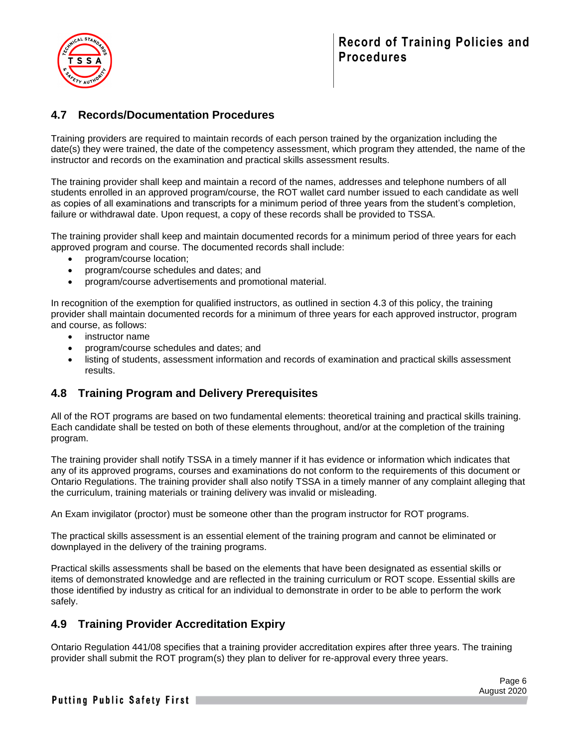## 4.7 Records/Documentation Procedures

Training providers are required to maintain records of each person trained by the organization including the date(s) they were trained, the date of the competency assessment, which program they attended, the name of the instructor and records on the examination and practical skills assessment results.

The training provider shall keep and maintain a record of the names, addresses and telephone numbers of all students enrolled in an approved program/course, the ROT wallet card number issued to each candidate as well as copies of all examinations and transcripts for a minimum period of three years from the student's completion, failure or withdrawal date. Upon request, a copy of these records shall be provided to TSSA.

The training provider shall keep and maintain documented records for a minimum period of three years for each approved program and course. The documented records shall include:

- program/course location;
- program/course schedules and dates; and
- program/course advertisements and promotional material.

In recognition of the exemption for qualified instructors, as outlined in section 4.3 of this policy, the training provider shall maintain documented records for a minimum of three years for each approved instructor, program and course, as follows:

- instructor name
- program/course schedules and dates; and
- listing of students, assessment information and records of examination and practical skills assessment results.

## 4.8 Training Program and Delivery Prerequisites

All of the ROT programs are based on two fundamental elements: theoretical training and practical skills training. Each candidate shall be tested on both of these elements throughout, and/or at the completion of the training program.

The training provider shall notify TSSA in a timely manner if it has evidence or information which indicates that any of its approved programs, courses and examinations do not conform to the requirements of this document or Ontario Regulations. The training provider shall also notify TSSA in a timely manner of any complaint alleging that the curriculum, training materials or training delivery was invalid or misleading.

An Exam invigilator (proctor) must be someone other than the program instructor for ROT programs.

The practical skills assessment is an essential element of the training program and cannot be eliminated or downplayed in the delivery of the training programs.

Practical skills assessments shall be based on the elements that have been designated as essential skills or items of demonstrated knowledge and are reflected in the training curriculum or ROT scope. Essential skills are those identified by industry as critical for an individual to demonstrate in order to be able to perform the work safely.

## 4.9 Training Provider Accreditation Expiry

Ontario Regulation 441/08 specifies that a training provider accreditation expires after three years. The training provider shall submit the ROT program(s) they plan to deliver for re-approval every three years.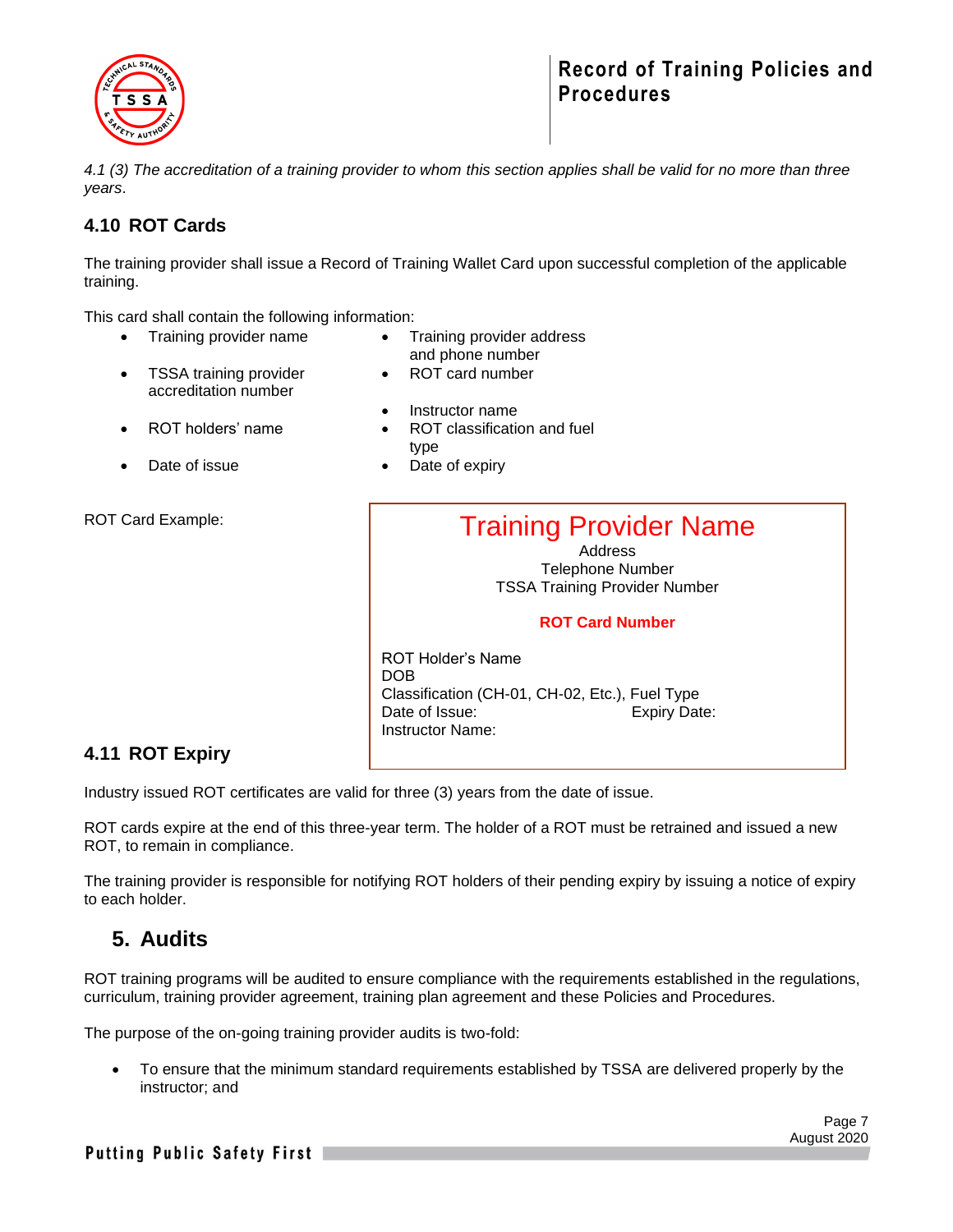*4.1 (3) The accreditation of a training provider to whom this section applies shall be valid for no more than three years*.

## 4.10 ROT Cards

The training provider shall issue a Record of Training Wallet Card upon successful completion of the applicable training.

This card shall contain the following information:

- Training provider name
- TSSA training provider accreditation number
- ROT holders' name
- Date of issue
- Training provider address and phone number
- ROT card number
- Instructor name
- ROT classification and fuel type
- Date of expiry

ROT Card Example:

> **Training Provider Name**
> Address
> Telephone Number
> TSSA Training Provider Number
>
> **ROT Card Number**
>
> ROT Holder's Name
> DOB
> Classification (CH-01, CH-02, Etc.), Fuel Type
> Date of Issue: Expiry Date:
> Instructor Name:

## 4.11 ROT Expiry

Industry issued ROT certificates are valid for three (3) years from the date of issue.

ROT cards expire at the end of this three-year term. The holder of a ROT must be retrained and issued a new ROT, to remain in compliance.

The training provider is responsible for notifying ROT holders of their pending expiry by issuing a notice of expiry to each holder.

# 5. Audits

ROT training programs will be audited to ensure compliance with the requirements established in the regulations, curriculum, training provider agreement, training plan agreement and these Policies and Procedures.

The purpose of the on-going training provider audits is two-fold:

- To ensure that the minimum standard requirements established by TSSA are delivered properly by the instructor; and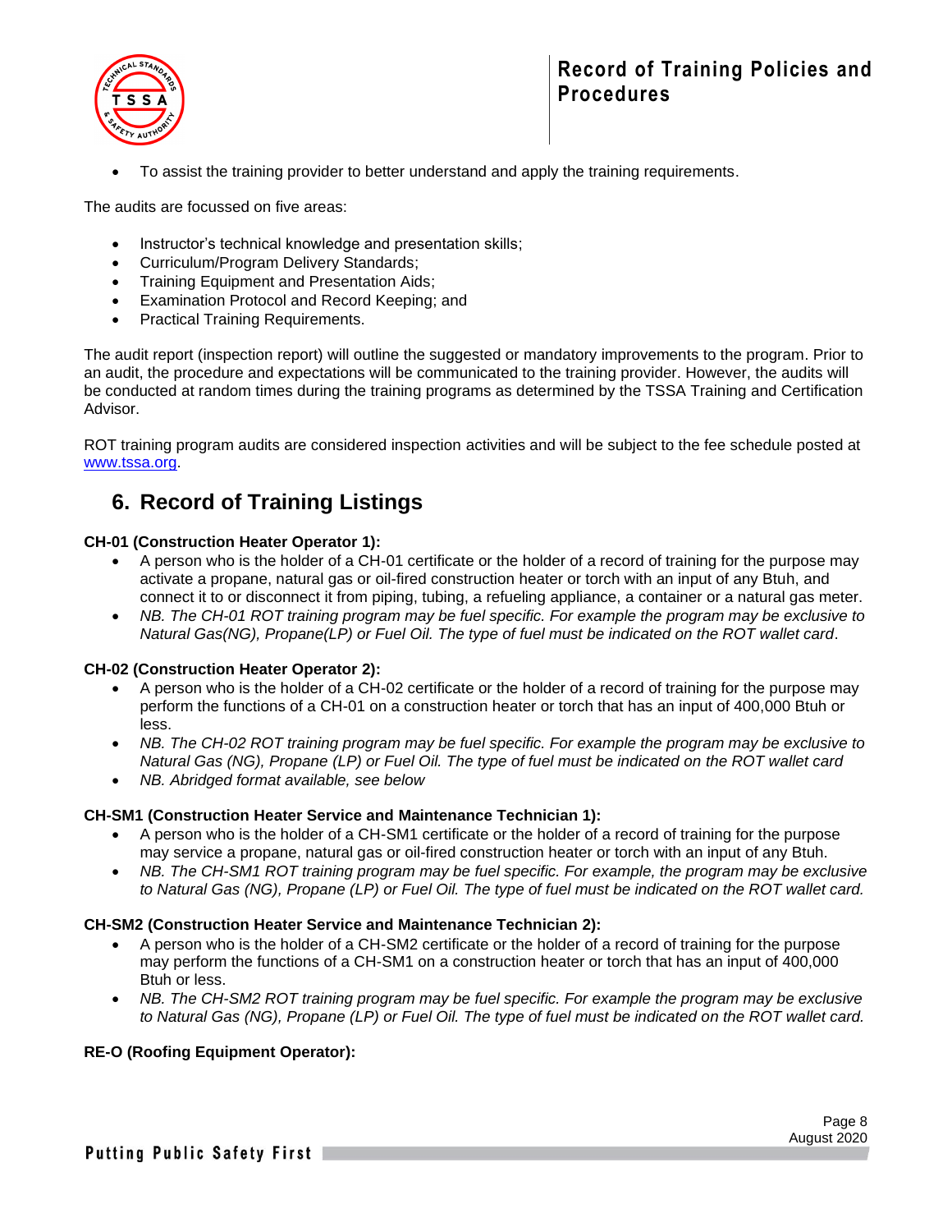- To assist the training provider to better understand and apply the training requirements.

The audits are focussed on five areas:

- Instructor's technical knowledge and presentation skills;
- Curriculum/Program Delivery Standards;
- Training Equipment and Presentation Aids;
- Examination Protocol and Record Keeping; and
- Practical Training Requirements.

The audit report (inspection report) will outline the suggested or mandatory improvements to the program. Prior to an audit, the procedure and expectations will be communicated to the training provider. However, the audits will be conducted at random times during the training programs as determined by the TSSA Training and Certification Advisor.

ROT training program audits are considered inspection activities and will be subject to the fee schedule posted at www.tssa.org.

## 6. Record of Training Listings

**CH-01 (Construction Heater Operator 1):**

- A person who is the holder of a CH-01 certificate or the holder of a record of training for the purpose may activate a propane, natural gas or oil-fired construction heater or torch with an input of any Btuh, and connect it to or disconnect it from piping, tubing, a refueling appliance, a container or a natural gas meter.
- *NB. The CH-01 ROT training program may be fuel specific. For example the program may be exclusive to Natural Gas(NG), Propane(LP) or Fuel Oil. The type of fuel must be indicated on the ROT wallet card*.

**CH-02 (Construction Heater Operator 2):**

- A person who is the holder of a CH-02 certificate or the holder of a record of training for the purpose may perform the functions of a CH-01 on a construction heater or torch that has an input of 400,000 Btuh or less.
- *NB. The CH-02 ROT training program may be fuel specific. For example the program may be exclusive to Natural Gas (NG), Propane (LP) or Fuel Oil. The type of fuel must be indicated on the ROT wallet card*
- *NB. Abridged format available, see below*

**CH-SM1 (Construction Heater Service and Maintenance Technician 1):**

- A person who is the holder of a CH-SM1 certificate or the holder of a record of training for the purpose may service a propane, natural gas or oil-fired construction heater or torch with an input of any Btuh.
- *NB. The CH-SM1 ROT training program may be fuel specific. For example, the program may be exclusive to Natural Gas (NG), Propane (LP) or Fuel Oil. The type of fuel must be indicated on the ROT wallet card.*

**CH-SM2 (Construction Heater Service and Maintenance Technician 2):**

- A person who is the holder of a CH-SM2 certificate or the holder of a record of training for the purpose may perform the functions of a CH-SM1 on a construction heater or torch that has an input of 400,000 Btuh or less.
- *NB. The CH-SM2 ROT training program may be fuel specific. For example the program may be exclusive to Natural Gas (NG), Propane (LP) or Fuel Oil. The type of fuel must be indicated on the ROT wallet card.*

**RE-O (Roofing Equipment Operator):**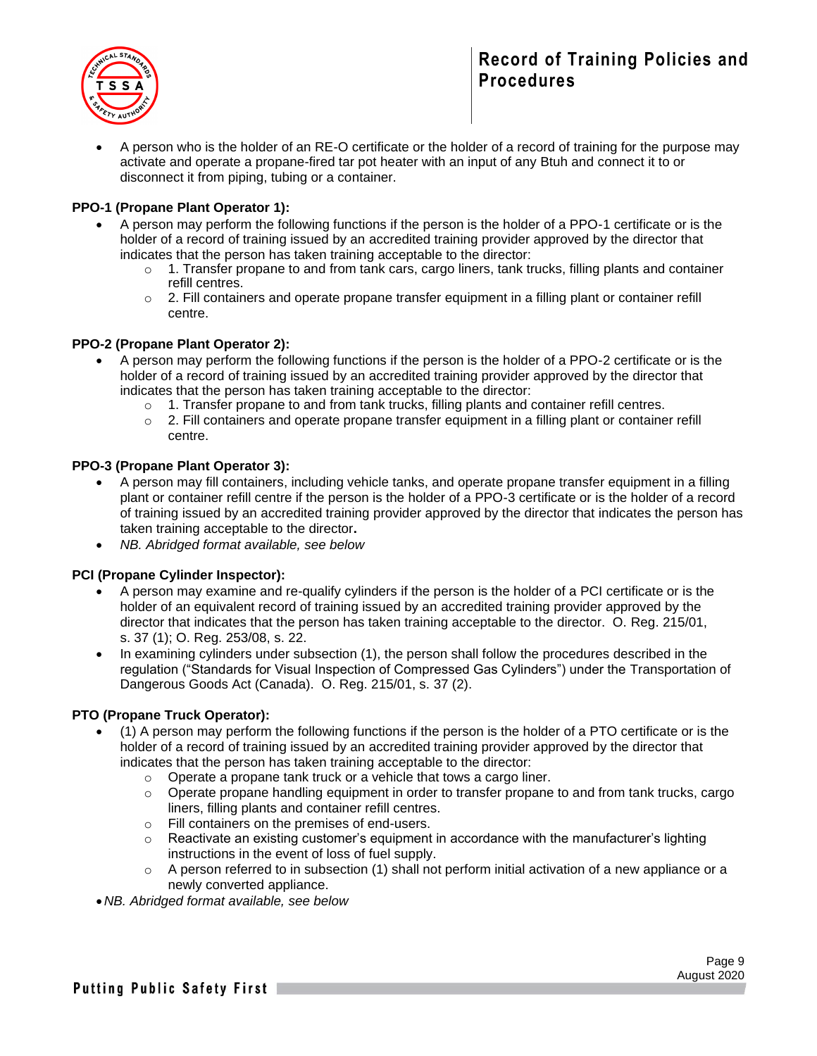- A person who is the holder of an RE-O certificate or the holder of a record of training for the purpose may activate and operate a propane-fired tar pot heater with an input of any Btuh and connect it to or disconnect it from piping, tubing or a container.

**PPO-1 (Propane Plant Operator 1):**

- A person may perform the following functions if the person is the holder of a PPO-1 certificate or is the holder of a record of training issued by an accredited training provider approved by the director that indicates that the person has taken training acceptable to the director:
  - 1. Transfer propane to and from tank cars, cargo liners, tank trucks, filling plants and container refill centres.
  - 2. Fill containers and operate propane transfer equipment in a filling plant or container refill centre.

**PPO-2 (Propane Plant Operator 2):**

- A person may perform the following functions if the person is the holder of a PPO-2 certificate or is the holder of a record of training issued by an accredited training provider approved by the director that indicates that the person has taken training acceptable to the director:
  - 1. Transfer propane to and from tank trucks, filling plants and container refill centres.
  - 2. Fill containers and operate propane transfer equipment in a filling plant or container refill centre.

**PPO-3 (Propane Plant Operator 3):**

- A person may fill containers, including vehicle tanks, and operate propane transfer equipment in a filling plant or container refill centre if the person is the holder of a PPO-3 certificate or is the holder of a record of training issued by an accredited training provider approved by the director that indicates the person has taken training acceptable to the director**.**
- *NB. Abridged format available, see below*

**PCI (Propane Cylinder Inspector):**

- A person may examine and re-qualify cylinders if the person is the holder of a PCI certificate or is the holder of an equivalent record of training issued by an accredited training provider approved by the director that indicates that the person has taken training acceptable to the director. O. Reg. 215/01, s. 37 (1); O. Reg. 253/08, s. 22.
- In examining cylinders under subsection (1), the person shall follow the procedures described in the regulation ("Standards for Visual Inspection of Compressed Gas Cylinders") under the Transportation of Dangerous Goods Act (Canada). O. Reg. 215/01, s. 37 (2).

**PTO (Propane Truck Operator):**

- (1) A person may perform the following functions if the person is the holder of a PTO certificate or is the holder of a record of training issued by an accredited training provider approved by the director that indicates that the person has taken training acceptable to the director:
  - Operate a propane tank truck or a vehicle that tows a cargo liner.
  - Operate propane handling equipment in order to transfer propane to and from tank trucks, cargo liners, filling plants and container refill centres.
  - Fill containers on the premises of end-users.
  - Reactivate an existing customer's equipment in accordance with the manufacturer's lighting instructions in the event of loss of fuel supply.
  - A person referred to in subsection (1) shall not perform initial activation of a new appliance or a newly converted appliance.
- *NB. Abridged format available, see below*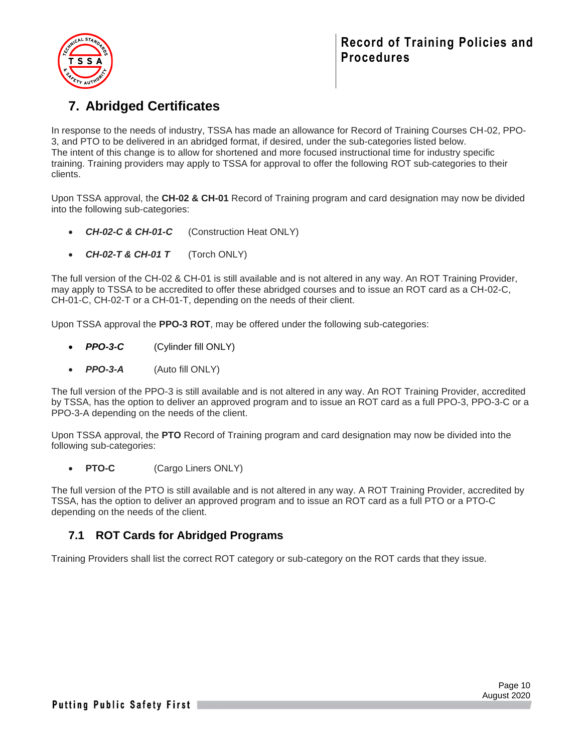## 7. Abridged Certificates

In response to the needs of industry, TSSA has made an allowance for Record of Training Courses CH-02, PPO-3, and PTO to be delivered in an abridged format, if desired, under the sub-categories listed below. The intent of this change is to allow for shortened and more focused instructional time for industry specific training. Training providers may apply to TSSA for approval to offer the following ROT sub-categories to their clients.

Upon TSSA approval, the **CH-02 & CH-01** Record of Training program and card designation may now be divided into the following sub-categories:

- ***CH-02-C & CH-01-C*** (Construction Heat ONLY)
- ***CH-02-T & CH-01 T*** (Torch ONLY)

The full version of the CH-02 & CH-01 is still available and is not altered in any way. An ROT Training Provider, may apply to TSSA to be accredited to offer these abridged courses and to issue an ROT card as a CH-02-C, CH-01-C, CH-02-T or a CH-01-T, depending on the needs of their client.

Upon TSSA approval the **PPO-3 ROT**, may be offered under the following sub-categories:

- ***PPO-3-C*** (Cylinder fill ONLY)
- ***PPO-3-A*** (Auto fill ONLY)

The full version of the PPO-3 is still available and is not altered in any way. An ROT Training Provider, accredited by TSSA, has the option to deliver an approved program and to issue an ROT card as a full PPO-3, PPO-3-C or a PPO-3-A depending on the needs of the client.

Upon TSSA approval, the **PTO** Record of Training program and card designation may now be divided into the following sub-categories:

- **PTO-C** (Cargo Liners ONLY)

The full version of the PTO is still available and is not altered in any way. A ROT Training Provider, accredited by TSSA, has the option to deliver an approved program and to issue an ROT card as a full PTO or a PTO-C depending on the needs of the client.

### 7.1 ROT Cards for Abridged Programs

Training Providers shall list the correct ROT category or sub-category on the ROT cards that they issue.